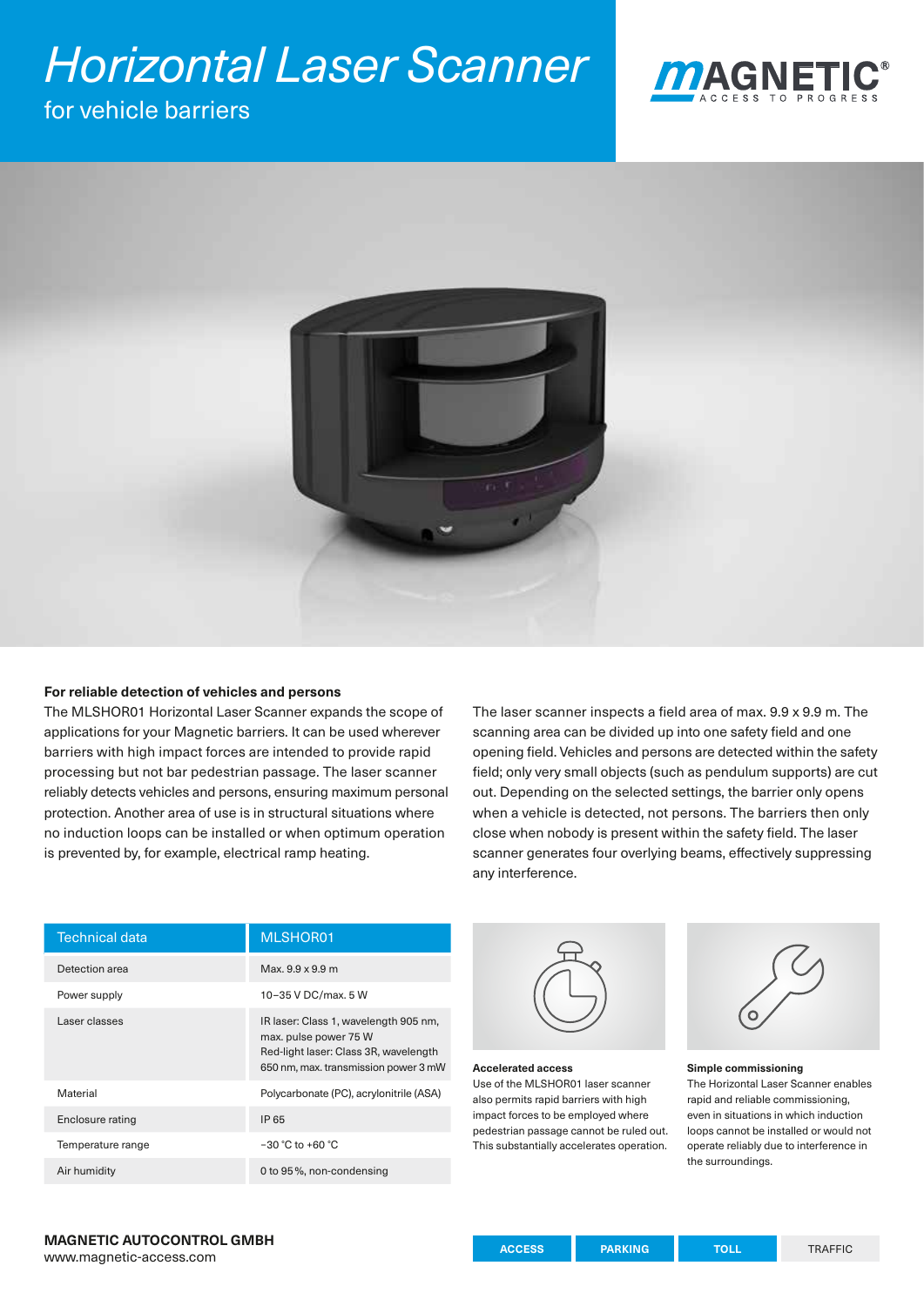# Horizontal Laser Scanner

for vehicle barriers

MAGNETIC®
ACCESS TO PROGRESS

## For reliable detection of vehicles and persons

The MLSHOR01 Horizontal Laser Scanner expands the scope of applications for your Magnetic barriers. It can be used wherever barriers with high impact forces are intended to provide rapid processing but not bar pedestrian passage. The laser scanner reliably detects vehicles and persons, ensuring maximum personal protection. Another area of use is in structural situations where no induction loops can be installed or when optimum operation is prevented by, for example, electrical ramp heating.

The laser scanner inspects a field area of max. 9.9 x 9.9 m. The scanning area can be divided up into one safety field and one opening field. Vehicles and persons are detected within the safety field; only very small objects (such as pendulum supports) are cut out. Depending on the selected settings, the barrier only opens when a vehicle is detected, not persons. The barriers then only close when nobody is present within the safety field. The laser scanner generates four overlying beams, effectively suppressing any interference.

| Technical data | MLSHOR01 |
|---|---|
| Detection area | Max. 9.9 x 9.9 m |
| Power supply | 10–35 V DC/max. 5 W |
| Laser classes | IR laser: Class 1, wavelength 905 nm, max. pulse power 75 W<br>Red-light laser: Class 3R, wavelength 650 nm, max. transmission power 3 mW |
| Material | Polycarbonate (PC), acrylonitrile (ASA) |
| Enclosure rating | IP 65 |
| Temperature range | −30 °C to +60 °C |
| Air humidity | 0 to 95 %, non-condensing |

**Accelerated access**
Use of the MLSHOR01 laser scanner also permits rapid barriers with high impact forces to be employed where pedestrian passage cannot be ruled out. This substantially accelerates operation.

**Simple commissioning**
The Horizontal Laser Scanner enables rapid and reliable commissioning, even in situations in which induction loops cannot be installed or would not operate reliably due to interference in the surroundings.

**MAGNETIC AUTOCONTROL GMBH**
www.magnetic-access.com

ACCESS | PARKING | TOLL | TRAFFIC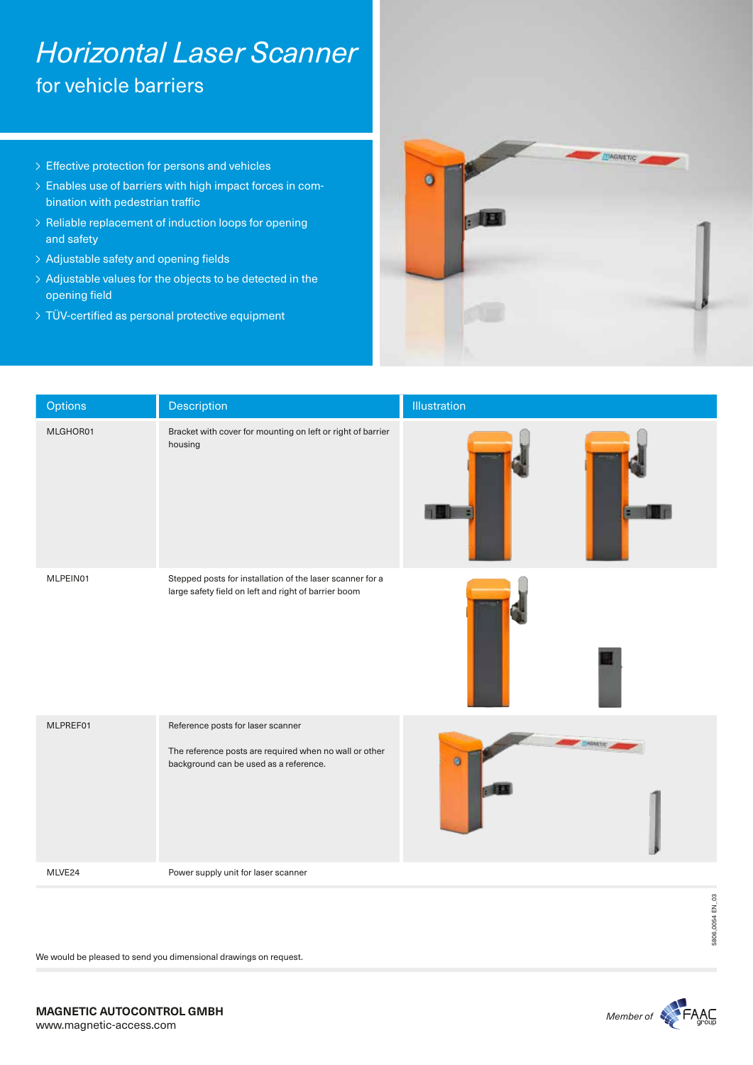# *Horizontal Laser Scanner*

## for vehicle barriers

- Effective protection for persons and vehicles
- Enables use of barriers with high impact forces in combination with pedestrian traffic
- Reliable replacement of induction loops for opening and safety
- Adjustable safety and opening fields
- Adjustable values for the objects to be detected in the opening field
- TÜV-certified as personal protective equipment

| Options | Description | Illustration |
|---|---|---|
| MLGHOR01 | Bracket with cover for mounting on left or right of barrier housing | |
| MLPEIN01 | Stepped posts for installation of the laser scanner for a large safety field on left and right of barrier boom | |
| MLPREF01 | Reference posts for laser scanner<br><br>The reference posts are required when no wall or other background can be used as a reference. | |
| MLVE24 | Power supply unit for laser scanner | |

5806.0054 EN_03

We would be pleased to send you dimensional drawings on request.

**MAGNETIC AUTOCONTROL GMBH**
www.magnetic-access.com

*Member of* FAAC group